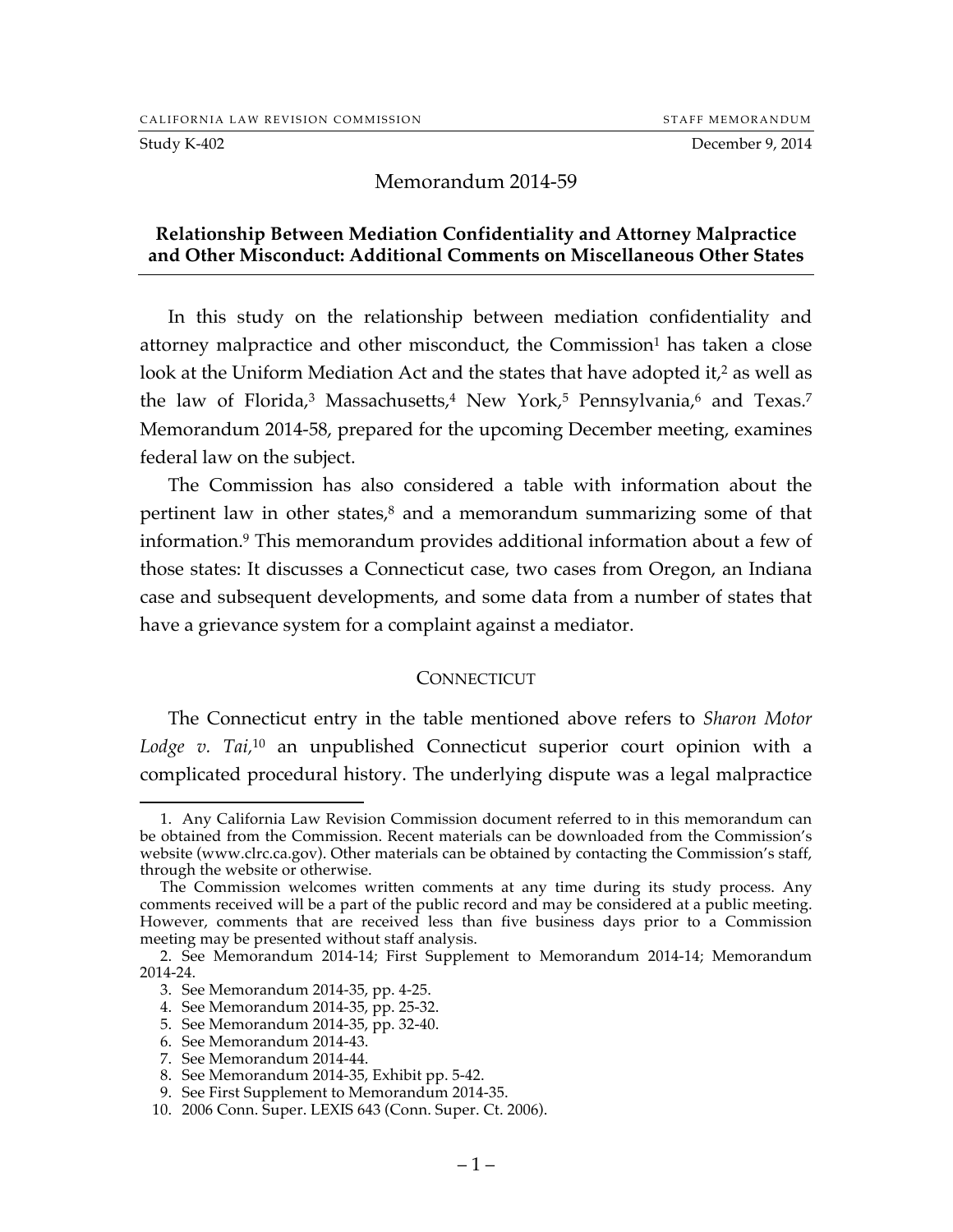CALIFORNIA LAW REVISION COMMISSION STAFF MEMORANDUM

Study K-402 December 9, 2014

# Memorandum 2014-59

**Relationship Between Mediation Confidentiality and Attorney Malpractice and Other Misconduct: Additional Comments on Miscellaneous Other States**

In this study on the relationship between mediation confidentiality and attorney malpractice and other misconduct, the Commission[1] has taken a close look at the Uniform Mediation Act and the states that have adopted it,[2] as well as the law of Florida,[3] Massachusetts,[4] New York,[5] Pennsylvania,[6] and Texas.[7] Memorandum 2014-58, prepared for the upcoming December meeting, examines federal law on the subject.

The Commission has also considered a table with information about the pertinent law in other states,[8] and a memorandum summarizing some of that information.[9] This memorandum provides additional information about a few of those states: It discusses a Connecticut case, two cases from Oregon, an Indiana case and subsequent developments, and some data from a number of states that have a grievance system for a complaint against a mediator.

## CONNECTICUT

The Connecticut entry in the table mentioned above refers to *Sharon Motor Lodge v. Tai*,[10] an unpublished Connecticut superior court opinion with a complicated procedural history. The underlying dispute was a legal malpractice

---

1. Any California Law Revision Commission document referred to in this memorandum can be obtained from the Commission. Recent materials can be downloaded from the Commission's website (www.clrc.ca.gov). Other materials can be obtained by contacting the Commission's staff, through the website or otherwise.

The Commission welcomes written comments at any time during its study process. Any comments received will be a part of the public record and may be considered at a public meeting. However, comments that are received less than five business days prior to a Commission meeting may be presented without staff analysis.

2. See Memorandum 2014-14; First Supplement to Memorandum 2014-14; Memorandum 2014-24.
3. See Memorandum 2014-35, pp. 4-25.
4. See Memorandum 2014-35, pp. 25-32.
5. See Memorandum 2014-35, pp. 32-40.
6. See Memorandum 2014-43.
7. See Memorandum 2014-44.
8. See Memorandum 2014-35, Exhibit pp. 5-42.
9. See First Supplement to Memorandum 2014-35.
10. 2006 Conn. Super. LEXIS 643 (Conn. Super. Ct. 2006).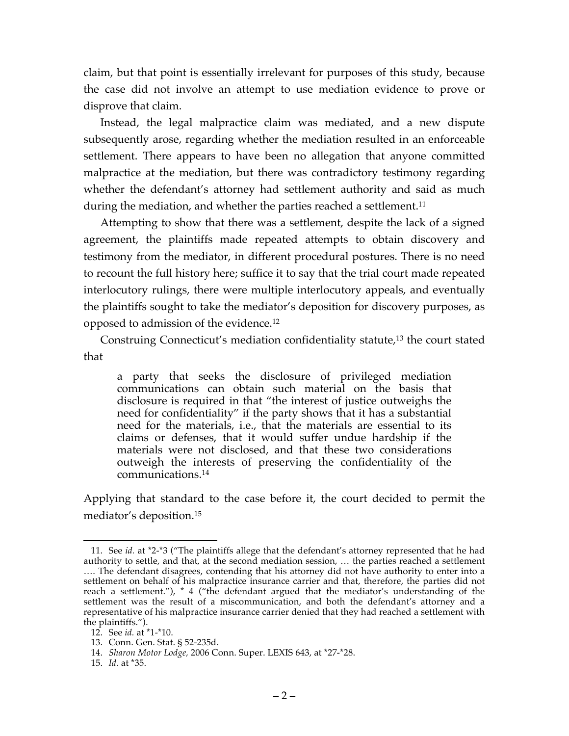claim, but that point is essentially irrelevant for purposes of this study, because the case did not involve an attempt to use mediation evidence to prove or disprove that claim.

Instead, the legal malpractice claim was mediated, and a new dispute subsequently arose, regarding whether the mediation resulted in an enforceable settlement. There appears to have been no allegation that anyone committed malpractice at the mediation, but there was contradictory testimony regarding whether the defendant's attorney had settlement authority and said as much during the mediation, and whether the parties reached a settlement.[11]

Attempting to show that there was a settlement, despite the lack of a signed agreement, the plaintiffs made repeated attempts to obtain discovery and testimony from the mediator, in different procedural postures. There is no need to recount the full history here; suffice it to say that the trial court made repeated interlocutory rulings, there were multiple interlocutory appeals, and eventually the plaintiffs sought to take the mediator's deposition for discovery purposes, as opposed to admission of the evidence.[12]

Construing Connecticut's mediation confidentiality statute,[13] the court stated that

> a party that seeks the disclosure of privileged mediation communications can obtain such material on the basis that disclosure is required in that "the interest of justice outweighs the need for confidentiality" if the party shows that it has a substantial need for the materials, i.e., that the materials are essential to its claims or defenses, that it would suffer undue hardship if the materials were not disclosed, and that these two considerations outweigh the interests of preserving the confidentiality of the communications.[14]

Applying that standard to the case before it, the court decided to permit the mediator's deposition.[15]

---

11. See *id.* at *2-*3 ("The plaintiffs allege that the defendant's attorney represented that he had authority to settle, and that, at the second mediation session, … the parties reached a settlement …. The defendant disagrees, contending that his attorney did not have authority to enter into a settlement on behalf of his malpractice insurance carrier and that, therefore, the parties did not reach a settlement."), * 4 ("the defendant argued that the mediator's understanding of the settlement was the result of a miscommunication, and both the defendant's attorney and a representative of his malpractice insurance carrier denied that they had reached a settlement with the plaintiffs.").

12. See *id.* at *1-*10.

13. Conn. Gen. Stat. § 52-235d.

14. *Sharon Motor Lodge*, 2006 Conn. Super. LEXIS 643, at *27-*28.

15. *Id.* at *35.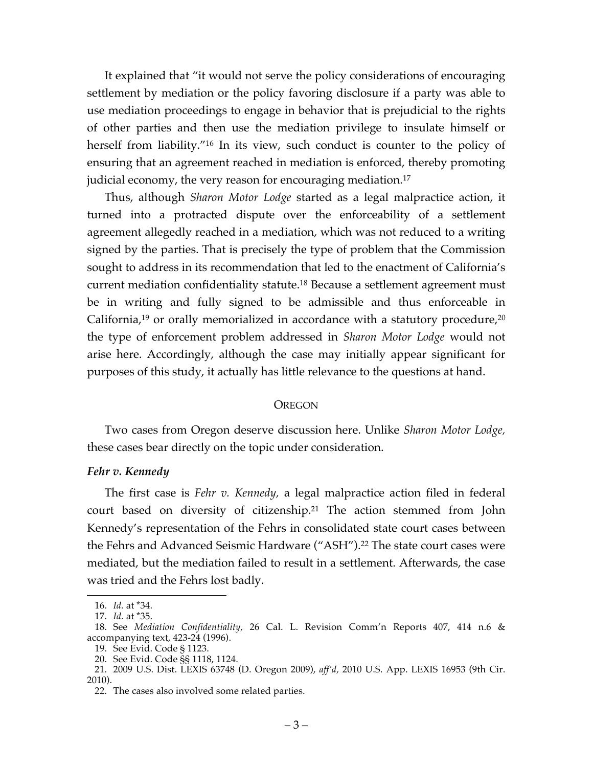It explained that "it would not serve the policy considerations of encouraging settlement by mediation or the policy favoring disclosure if a party was able to use mediation proceedings to engage in behavior that is prejudicial to the rights of other parties and then use the mediation privilege to insulate himself or herself from liability."[16] In its view, such conduct is counter to the policy of ensuring that an agreement reached in mediation is enforced, thereby promoting judicial economy, the very reason for encouraging mediation.[17]

Thus, although *Sharon Motor Lodge* started as a legal malpractice action, it turned into a protracted dispute over the enforceability of a settlement agreement allegedly reached in a mediation, which was not reduced to a writing signed by the parties. That is precisely the type of problem that the Commission sought to address in its recommendation that led to the enactment of California's current mediation confidentiality statute.[18] Because a settlement agreement must be in writing and fully signed to be admissible and thus enforceable in California,[19] or orally memorialized in accordance with a statutory procedure,[20] the type of enforcement problem addressed in *Sharon Motor Lodge* would not arise here. Accordingly, although the case may initially appear significant for purposes of this study, it actually has little relevance to the questions at hand.

## OREGON

Two cases from Oregon deserve discussion here. Unlike *Sharon Motor Lodge,* these cases bear directly on the topic under consideration.

### *Fehr v. Kennedy*

The first case is *Fehr v. Kennedy,* a legal malpractice action filed in federal court based on diversity of citizenship.[21] The action stemmed from John Kennedy's representation of the Fehrs in consolidated state court cases between the Fehrs and Advanced Seismic Hardware ("ASH").[22] The state court cases were mediated, but the mediation failed to result in a settlement. Afterwards, the case was tried and the Fehrs lost badly.

---

16. *Id.* at *34.

17. *Id.* at *35.

18. See *Mediation Confidentiality,* 26 Cal. L. Revision Comm'n Reports 407, 414 n.6 & accompanying text, 423-24 (1996).

19. See Evid. Code § 1123.

20. See Evid. Code §§ 1118, 1124.

21. 2009 U.S. Dist. LEXIS 63748 (D. Oregon 2009), *aff'd,* 2010 U.S. App. LEXIS 16953 (9th Cir. 2010).

22. The cases also involved some related parties.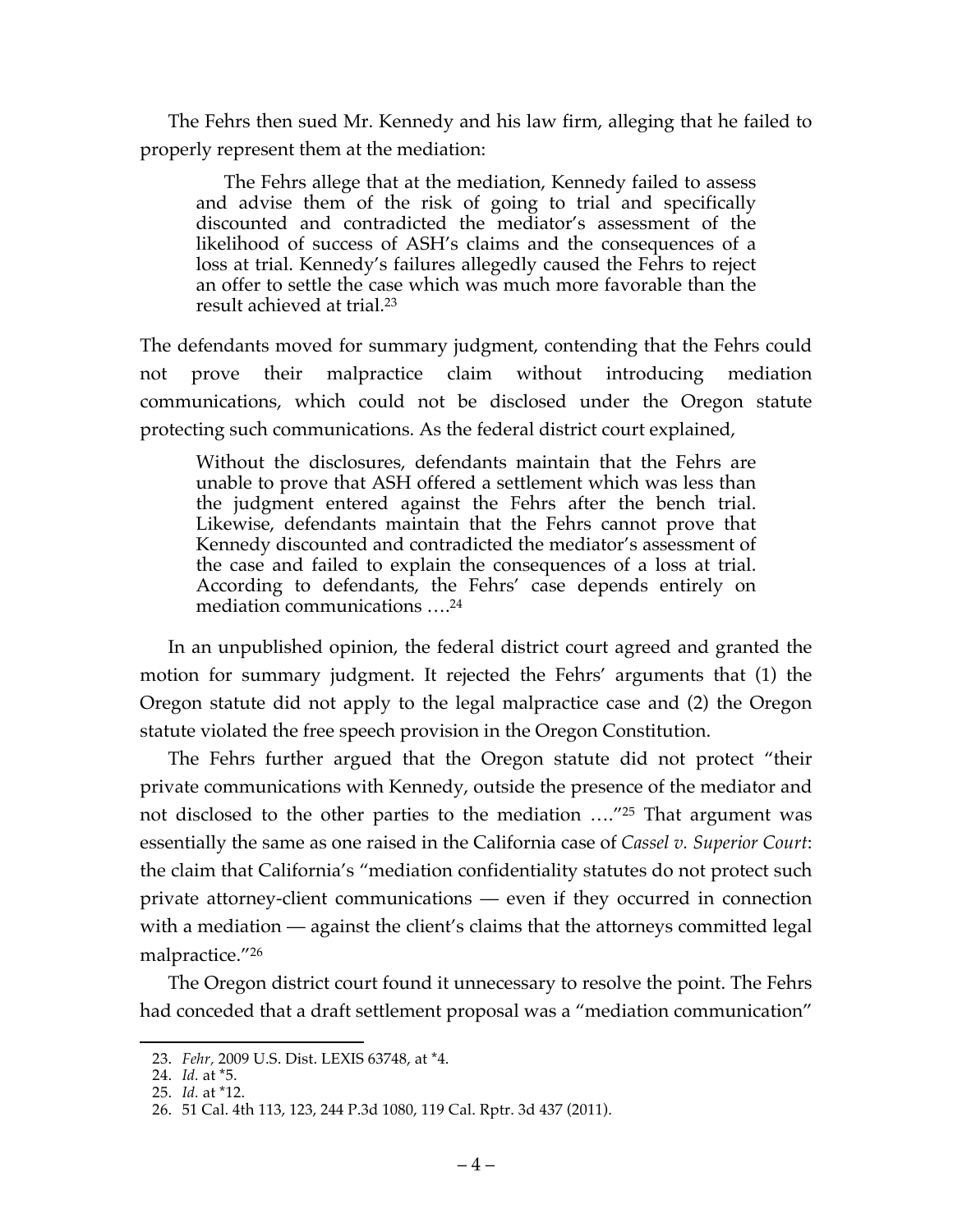The Fehrs then sued Mr. Kennedy and his law firm, alleging that he failed to properly represent them at the mediation:

> The Fehrs allege that at the mediation, Kennedy failed to assess and advise them of the risk of going to trial and specifically discounted and contradicted the mediator's assessment of the likelihood of success of ASH's claims and the consequences of a loss at trial. Kennedy's failures allegedly caused the Fehrs to reject an offer to settle the case which was much more favorable than the result achieved at trial.[23]

The defendants moved for summary judgment, contending that the Fehrs could not prove their malpractice claim without introducing mediation communications, which could not be disclosed under the Oregon statute protecting such communications. As the federal district court explained,

> Without the disclosures, defendants maintain that the Fehrs are unable to prove that ASH offered a settlement which was less than the judgment entered against the Fehrs after the bench trial. Likewise, defendants maintain that the Fehrs cannot prove that Kennedy discounted and contradicted the mediator's assessment of the case and failed to explain the consequences of a loss at trial. According to defendants, the Fehrs' case depends entirely on mediation communications ….[24]

In an unpublished opinion, the federal district court agreed and granted the motion for summary judgment. It rejected the Fehrs' arguments that (1) the Oregon statute did not apply to the legal malpractice case and (2) the Oregon statute violated the free speech provision in the Oregon Constitution.

The Fehrs further argued that the Oregon statute did not protect "their private communications with Kennedy, outside the presence of the mediator and not disclosed to the other parties to the mediation …."[25] That argument was essentially the same as one raised in the California case of *Cassel v. Superior Court*: the claim that California's "mediation confidentiality statutes do not protect such private attorney-client communications — even if they occurred in connection with a mediation — against the client's claims that the attorneys committed legal malpractice."[26]

The Oregon district court found it unnecessary to resolve the point. The Fehrs had conceded that a draft settlement proposal was a "mediation communication"

---

23. *Fehr*, 2009 U.S. Dist. LEXIS 63748, at *4.
24. *Id.* at *5.
25. *Id.* at *12.
26. 51 Cal. 4th 113, 123, 244 P.3d 1080, 119 Cal. Rptr. 3d 437 (2011).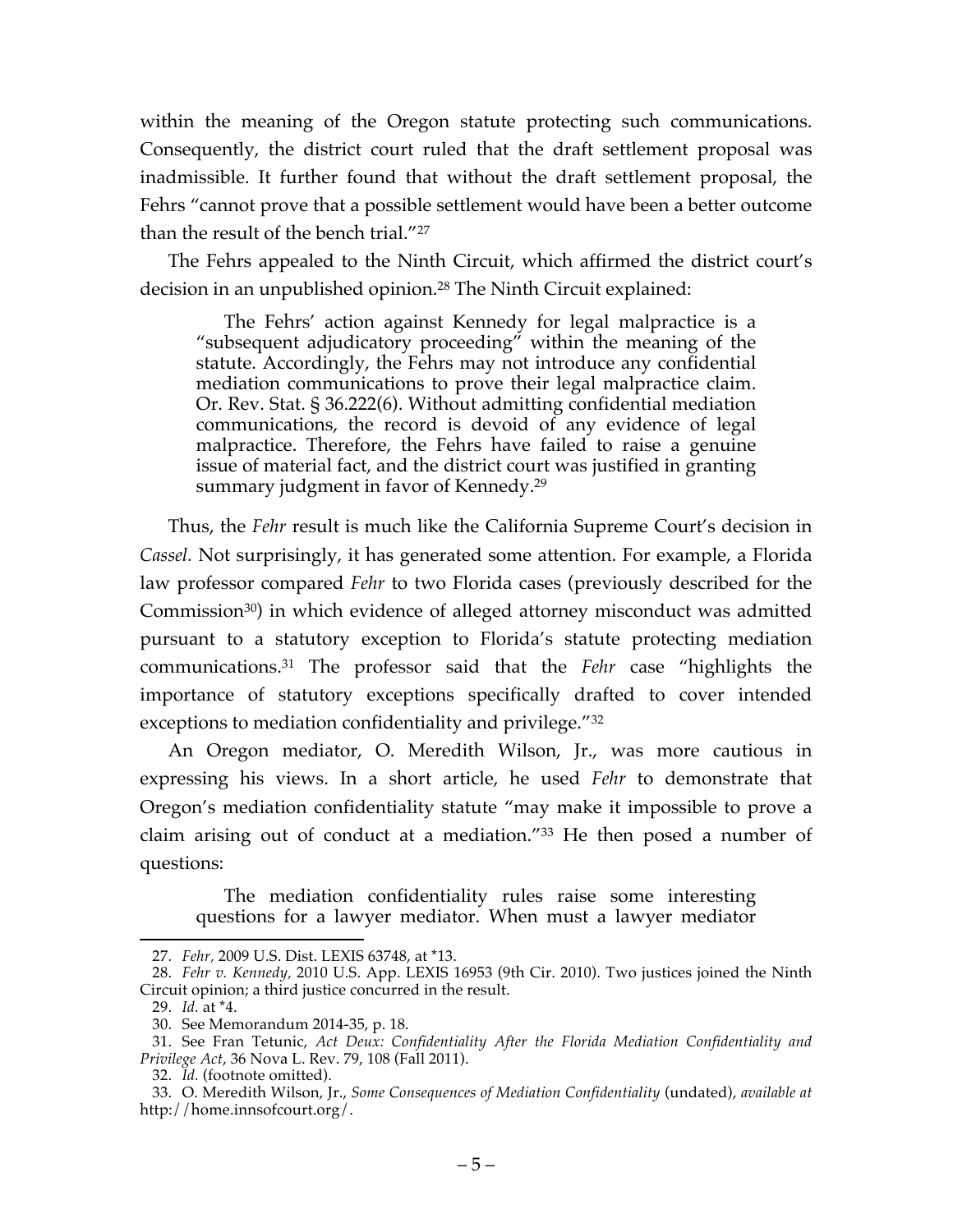within the meaning of the Oregon statute protecting such communications. Consequently, the district court ruled that the draft settlement proposal was inadmissible. It further found that without the draft settlement proposal, the Fehrs "cannot prove that a possible settlement would have been a better outcome than the result of the bench trial."[27]

The Fehrs appealed to the Ninth Circuit, which affirmed the district court's decision in an unpublished opinion.[28] The Ninth Circuit explained:

> The Fehrs' action against Kennedy for legal malpractice is a "subsequent adjudicatory proceeding" within the meaning of the statute. Accordingly, the Fehrs may not introduce any confidential mediation communications to prove their legal malpractice claim. Or. Rev. Stat. § 36.222(6). Without admitting confidential mediation communications, the record is devoid of any evidence of legal malpractice. Therefore, the Fehrs have failed to raise a genuine issue of material fact, and the district court was justified in granting summary judgment in favor of Kennedy.[29]

Thus, the *Fehr* result is much like the California Supreme Court's decision in *Cassel*. Not surprisingly, it has generated some attention. For example, a Florida law professor compared *Fehr* to two Florida cases (previously described for the Commission[30]) in which evidence of alleged attorney misconduct was admitted pursuant to a statutory exception to Florida's statute protecting mediation communications.[31] The professor said that the *Fehr* case "highlights the importance of statutory exceptions specifically drafted to cover intended exceptions to mediation confidentiality and privilege."[32]

An Oregon mediator, O. Meredith Wilson, Jr., was more cautious in expressing his views. In a short article, he used *Fehr* to demonstrate that Oregon's mediation confidentiality statute "may make it impossible to prove a claim arising out of conduct at a mediation."[33] He then posed a number of questions:

> The mediation confidentiality rules raise some interesting questions for a lawyer mediator. When must a lawyer mediator

---

27. *Fehr,* 2009 U.S. Dist. LEXIS 63748, at *13.

28. *Fehr v. Kennedy,* 2010 U.S. App. LEXIS 16953 (9th Cir. 2010). Two justices joined the Ninth Circuit opinion; a third justice concurred in the result.

29. *Id.* at *4.

30. See Memorandum 2014-35, p. 18.

31. See Fran Tetunic, *Act Deux: Confidentiality After the Florida Mediation Confidentiality and Privilege Act*, 36 Nova L. Rev. 79, 108 (Fall 2011).

32. *Id.* (footnote omitted).

33. O. Meredith Wilson, Jr., *Some Consequences of Mediation Confidentiality* (undated), *available at* http://home.innsofcourt.org/.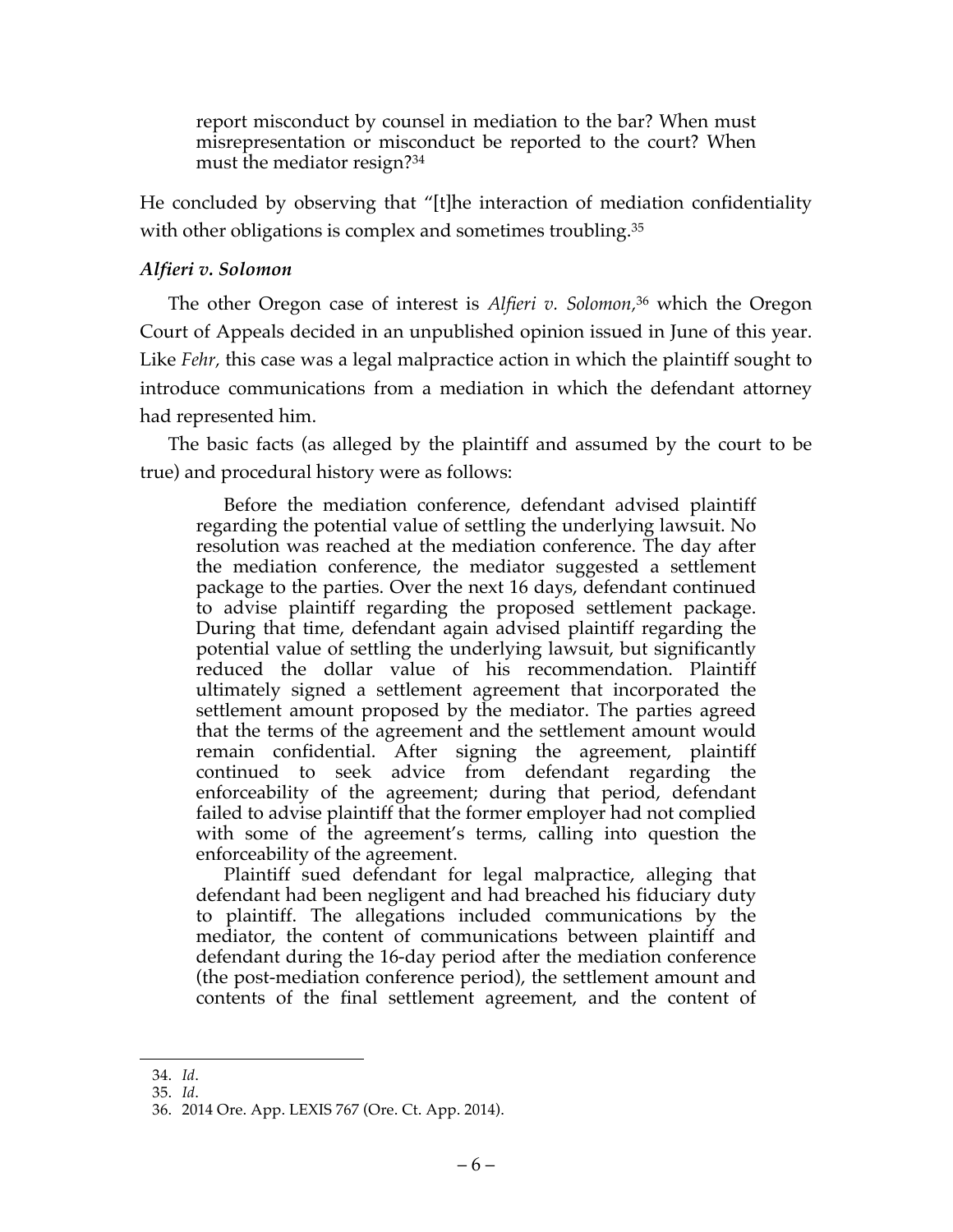> report misconduct by counsel in mediation to the bar? When must misrepresentation or misconduct be reported to the court? When must the mediator resign?[34]

He concluded by observing that "[t]he interaction of mediation confidentiality with other obligations is complex and sometimes troubling.[35]

### *Alfieri v. Solomon*

The other Oregon case of interest is *Alfieri v. Solomon,*[36] which the Oregon Court of Appeals decided in an unpublished opinion issued in June of this year. Like *Fehr,* this case was a legal malpractice action in which the plaintiff sought to introduce communications from a mediation in which the defendant attorney had represented him.

The basic facts (as alleged by the plaintiff and assumed by the court to be true) and procedural history were as follows:

> Before the mediation conference, defendant advised plaintiff regarding the potential value of settling the underlying lawsuit. No resolution was reached at the mediation conference. The day after the mediation conference, the mediator suggested a settlement package to the parties. Over the next 16 days, defendant continued to advise plaintiff regarding the proposed settlement package. During that time, defendant again advised plaintiff regarding the potential value of settling the underlying lawsuit, but significantly reduced the dollar value of his recommendation. Plaintiff ultimately signed a settlement agreement that incorporated the settlement amount proposed by the mediator. The parties agreed that the terms of the agreement and the settlement amount would remain confidential. After signing the agreement, plaintiff continued to seek advice from defendant regarding the enforceability of the agreement; during that period, defendant failed to advise plaintiff that the former employer had not complied with some of the agreement's terms, calling into question the enforceability of the agreement.
>
> Plaintiff sued defendant for legal malpractice, alleging that defendant had been negligent and had breached his fiduciary duty to plaintiff. The allegations included communications by the mediator, the content of communications between plaintiff and defendant during the 16-day period after the mediation conference (the post-mediation conference period), the settlement amount and contents of the final settlement agreement, and the content of

---

34. *Id*.
35. *Id*.
36. 2014 Ore. App. LEXIS 767 (Ore. Ct. App. 2014).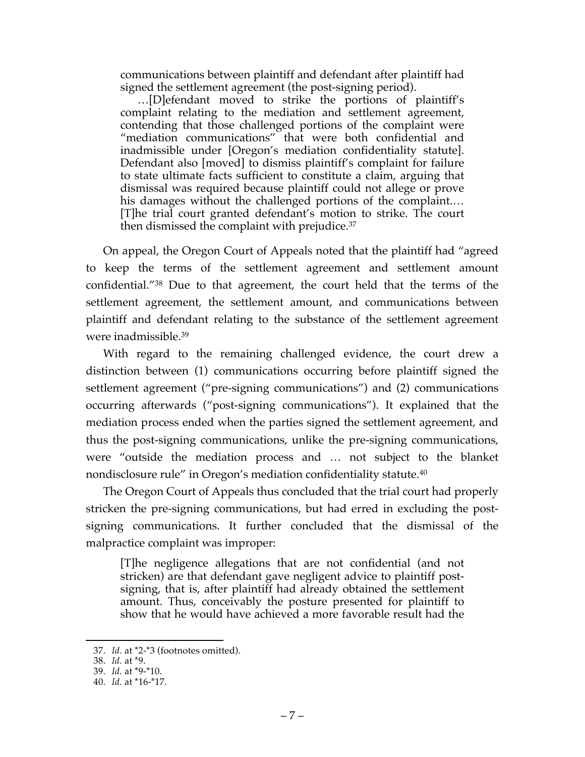> communications between plaintiff and defendant after plaintiff had signed the settlement agreement (the post-signing period).
>
> …[D]efendant moved to strike the portions of plaintiff's complaint relating to the mediation and settlement agreement, contending that those challenged portions of the complaint were "mediation communications" that were both confidential and inadmissible under [Oregon's mediation confidentiality statute]. Defendant also [moved] to dismiss plaintiff's complaint for failure to state ultimate facts sufficient to constitute a claim, arguing that dismissal was required because plaintiff could not allege or prove his damages without the challenged portions of the complaint.… [T]he trial court granted defendant's motion to strike. The court then dismissed the complaint with prejudice.[37]

On appeal, the Oregon Court of Appeals noted that the plaintiff had "agreed to keep the terms of the settlement agreement and settlement amount confidential."[38] Due to that agreement, the court held that the terms of the settlement agreement, the settlement amount, and communications between plaintiff and defendant relating to the substance of the settlement agreement were inadmissible.[39]

With regard to the remaining challenged evidence, the court drew a distinction between (1) communications occurring before plaintiff signed the settlement agreement ("pre-signing communications") and (2) communications occurring afterwards ("post-signing communications"). It explained that the mediation process ended when the parties signed the settlement agreement, and thus the post-signing communications, unlike the pre-signing communications, were "outside the mediation process and … not subject to the blanket nondisclosure rule" in Oregon's mediation confidentiality statute.[40]

The Oregon Court of Appeals thus concluded that the trial court had properly stricken the pre-signing communications, but had erred in excluding the post-signing communications. It further concluded that the dismissal of the malpractice complaint was improper:

> [T]he negligence allegations that are not confidential (and not stricken) are that defendant gave negligent advice to plaintiff post-signing, that is, after plaintiff had already obtained the settlement amount. Thus, conceivably the posture presented for plaintiff to show that he would have achieved a more favorable result had the

---

37. *Id.* at *2-*3 (footnotes omitted).
38. *Id.* at *9.
39. *Id.* at *9-*10.
40. *Id.* at *16-*17.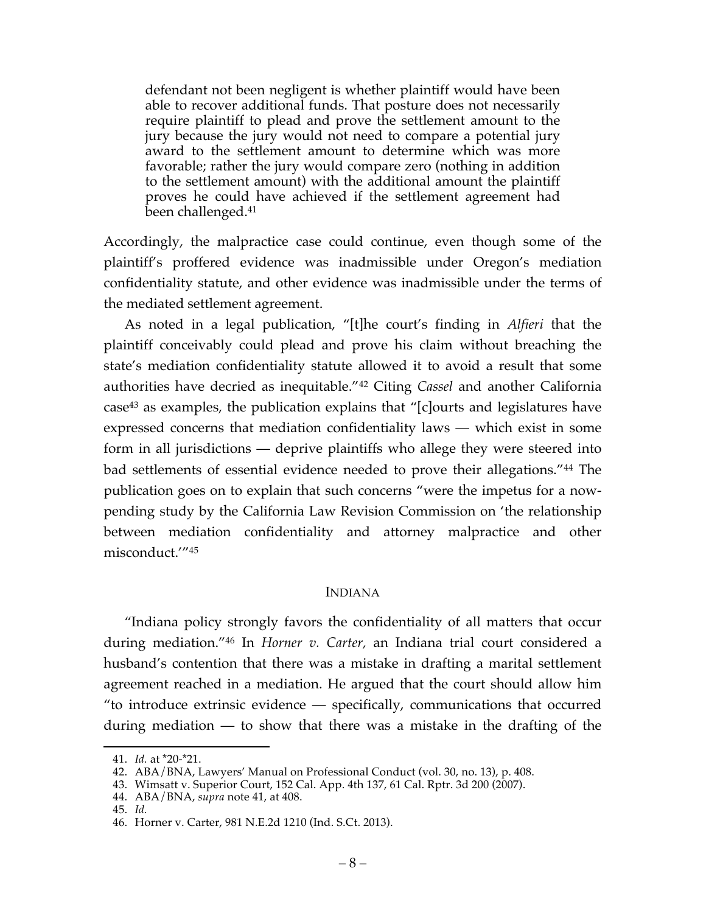> defendant not been negligent is whether plaintiff would have been able to recover additional funds. That posture does not necessarily require plaintiff to plead and prove the settlement amount to the jury because the jury would not need to compare a potential jury award to the settlement amount to determine which was more favorable; rather the jury would compare zero (nothing in addition to the settlement amount) with the additional amount the plaintiff proves he could have achieved if the settlement agreement had been challenged.[41]

Accordingly, the malpractice case could continue, even though some of the plaintiff's proffered evidence was inadmissible under Oregon's mediation confidentiality statute, and other evidence was inadmissible under the terms of the mediated settlement agreement.

As noted in a legal publication, "[t]he court's finding in *Alfieri* that the plaintiff conceivably could plead and prove his claim without breaching the state's mediation confidentiality statute allowed it to avoid a result that some authorities have decried as inequitable."[42] Citing *Cassel* and another California case[43] as examples, the publication explains that "[c]ourts and legislatures have expressed concerns that mediation confidentiality laws — which exist in some form in all jurisdictions — deprive plaintiffs who allege they were steered into bad settlements of essential evidence needed to prove their allegations."[44] The publication goes on to explain that such concerns "were the impetus for a now-pending study by the California Law Revision Commission on 'the relationship between mediation confidentiality and attorney malpractice and other misconduct.'"[45]

## INDIANA

"Indiana policy strongly favors the confidentiality of all matters that occur during mediation."[46] In *Horner v. Carter*, an Indiana trial court considered a husband's contention that there was a mistake in drafting a marital settlement agreement reached in a mediation. He argued that the court should allow him "to introduce extrinsic evidence — specifically, communications that occurred during mediation — to show that there was a mistake in the drafting of the

---

41. *Id.* at *20-*21.
42. ABA/BNA, Lawyers' Manual on Professional Conduct (vol. 30, no. 13), p. 408.
43. Wimsatt v. Superior Court, 152 Cal. App. 4th 137, 61 Cal. Rptr. 3d 200 (2007).
44. ABA/BNA, *supra* note 41, at 408.
45. *Id.*
46. Horner v. Carter, 981 N.E.2d 1210 (Ind. S.Ct. 2013).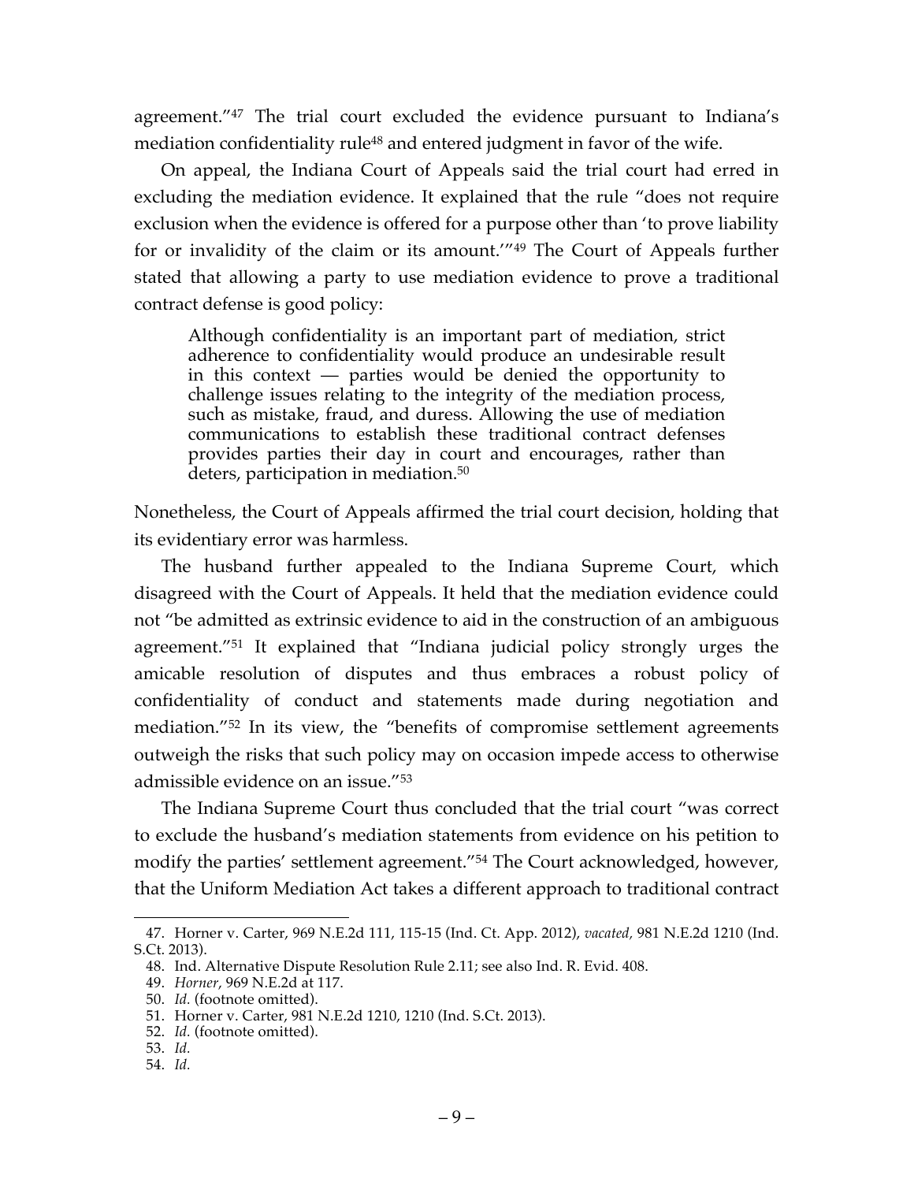agreement."[47] The trial court excluded the evidence pursuant to Indiana's mediation confidentiality rule[48] and entered judgment in favor of the wife.

On appeal, the Indiana Court of Appeals said the trial court had erred in excluding the mediation evidence. It explained that the rule "does not require exclusion when the evidence is offered for a purpose other than 'to prove liability for or invalidity of the claim or its amount.'"[49] The Court of Appeals further stated that allowing a party to use mediation evidence to prove a traditional contract defense is good policy:

> Although confidentiality is an important part of mediation, strict adherence to confidentiality would produce an undesirable result in this context — parties would be denied the opportunity to challenge issues relating to the integrity of the mediation process, such as mistake, fraud, and duress. Allowing the use of mediation communications to establish these traditional contract defenses provides parties their day in court and encourages, rather than deters, participation in mediation.[50]

Nonetheless, the Court of Appeals affirmed the trial court decision, holding that its evidentiary error was harmless.

The husband further appealed to the Indiana Supreme Court, which disagreed with the Court of Appeals. It held that the mediation evidence could not "be admitted as extrinsic evidence to aid in the construction of an ambiguous agreement."[51] It explained that "Indiana judicial policy strongly urges the amicable resolution of disputes and thus embraces a robust policy of confidentiality of conduct and statements made during negotiation and mediation."[52] In its view, the "benefits of compromise settlement agreements outweigh the risks that such policy may on occasion impede access to otherwise admissible evidence on an issue."[53]

The Indiana Supreme Court thus concluded that the trial court "was correct to exclude the husband's mediation statements from evidence on his petition to modify the parties' settlement agreement."[54] The Court acknowledged, however, that the Uniform Mediation Act takes a different approach to traditional contract

---

47. Horner v. Carter, 969 N.E.2d 111, 115-15 (Ind. Ct. App. 2012), *vacated*, 981 N.E.2d 1210 (Ind. S.Ct. 2013).

48. Ind. Alternative Dispute Resolution Rule 2.11; see also Ind. R. Evid. 408.

49. *Horner*, 969 N.E.2d at 117.

50. *Id.* (footnote omitted).

51. Horner v. Carter, 981 N.E.2d 1210, 1210 (Ind. S.Ct. 2013).

52. *Id.* (footnote omitted).

53. *Id.*

54. *Id.*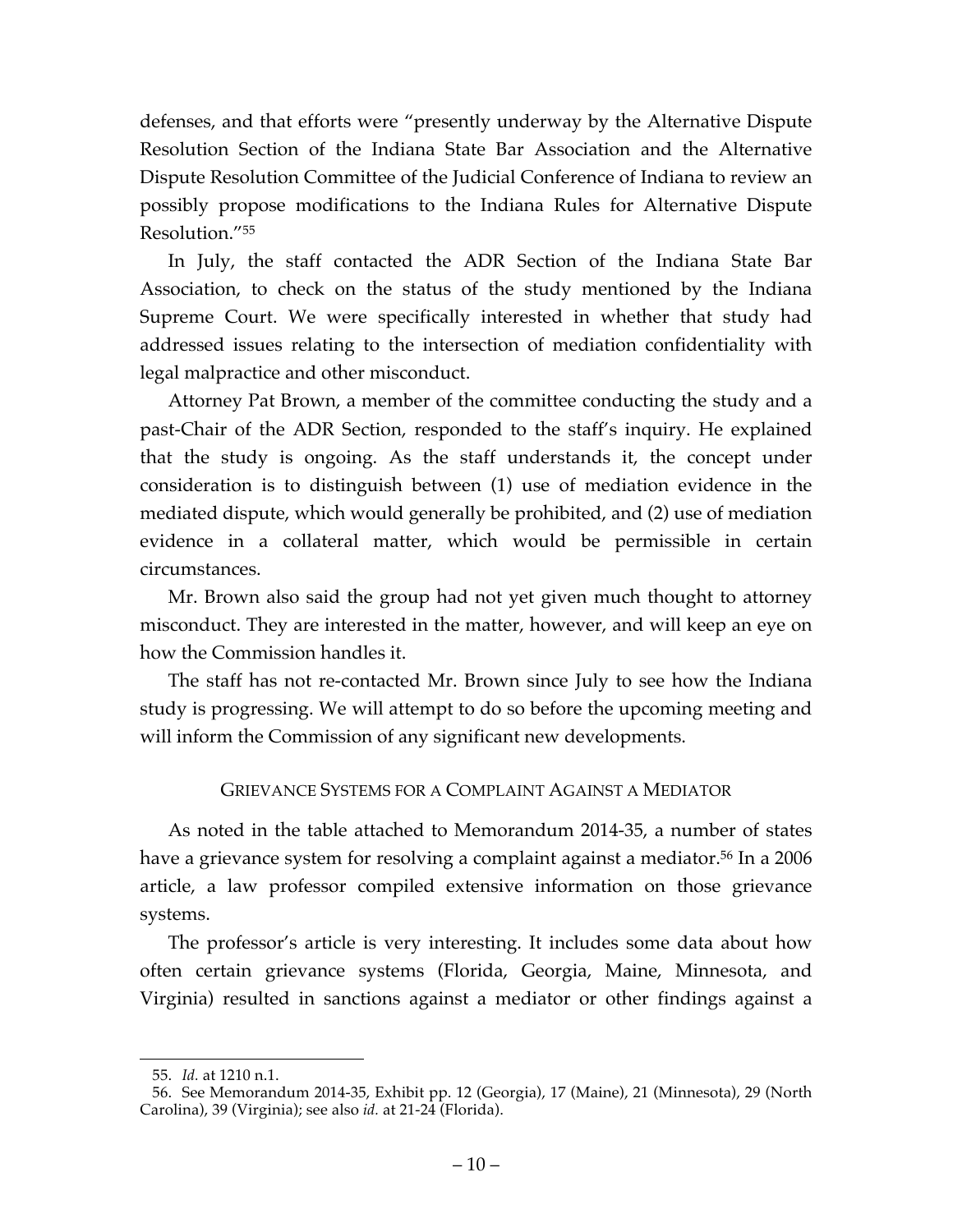defenses, and that efforts were "presently underway by the Alternative Dispute Resolution Section of the Indiana State Bar Association and the Alternative Dispute Resolution Committee of the Judicial Conference of Indiana to review an possibly propose modifications to the Indiana Rules for Alternative Dispute Resolution."[55]

In July, the staff contacted the ADR Section of the Indiana State Bar Association, to check on the status of the study mentioned by the Indiana Supreme Court. We were specifically interested in whether that study had addressed issues relating to the intersection of mediation confidentiality with legal malpractice and other misconduct.

Attorney Pat Brown, a member of the committee conducting the study and a past-Chair of the ADR Section, responded to the staff's inquiry. He explained that the study is ongoing. As the staff understands it, the concept under consideration is to distinguish between (1) use of mediation evidence in the mediated dispute, which would generally be prohibited, and (2) use of mediation evidence in a collateral matter, which would be permissible in certain circumstances.

Mr. Brown also said the group had not yet given much thought to attorney misconduct. They are interested in the matter, however, and will keep an eye on how the Commission handles it.

The staff has not re-contacted Mr. Brown since July to see how the Indiana study is progressing. We will attempt to do so before the upcoming meeting and will inform the Commission of any significant new developments.

## GRIEVANCE SYSTEMS FOR A COMPLAINT AGAINST A MEDIATOR

As noted in the table attached to Memorandum 2014-35, a number of states have a grievance system for resolving a complaint against a mediator.[56] In a 2006 article, a law professor compiled extensive information on those grievance systems.

The professor's article is very interesting. It includes some data about how often certain grievance systems (Florida, Georgia, Maine, Minnesota, and Virginia) resulted in sanctions against a mediator or other findings against a

---

55. *Id.* at 1210 n.1.

56. See Memorandum 2014-35, Exhibit pp. 12 (Georgia), 17 (Maine), 21 (Minnesota), 29 (North Carolina), 39 (Virginia); see also *id.* at 21-24 (Florida).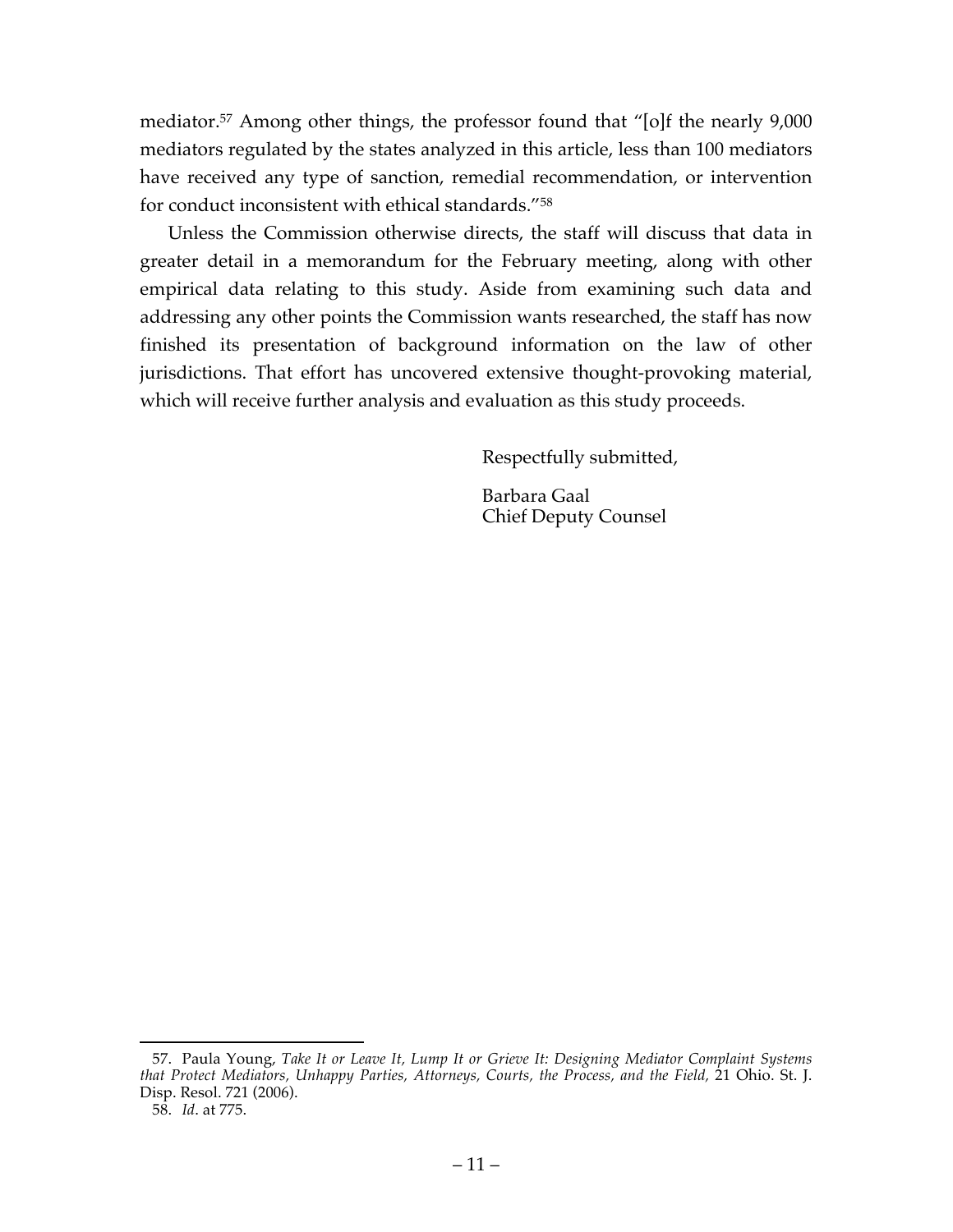mediator.[57] Among other things, the professor found that "[o]f the nearly 9,000 mediators regulated by the states analyzed in this article, less than 100 mediators have received any type of sanction, remedial recommendation, or intervention for conduct inconsistent with ethical standards."[58]

Unless the Commission otherwise directs, the staff will discuss that data in greater detail in a memorandum for the February meeting, along with other empirical data relating to this study. Aside from examining such data and addressing any other points the Commission wants researched, the staff has now finished its presentation of background information on the law of other jurisdictions. That effort has uncovered extensive thought-provoking material, which will receive further analysis and evaluation as this study proceeds.

Respectfully submitted,

Barbara Gaal
Chief Deputy Counsel

---

57. Paula Young, *Take It or Leave It, Lump It or Grieve It: Designing Mediator Complaint Systems that Protect Mediators, Unhappy Parties, Attorneys, Courts, the Process, and the Field,* 21 Ohio. St. J. Disp. Resol. 721 (2006).

58. *Id*. at 775.